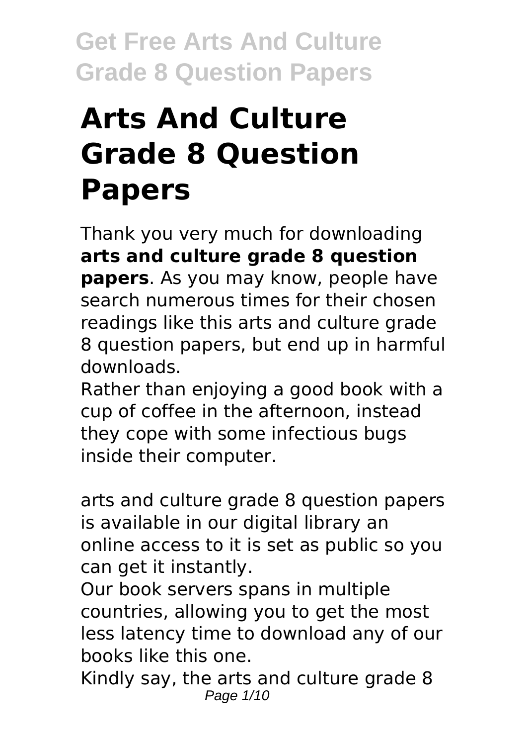# Arts And Culture Grade 8 Question Papers

Thank you very much for downloading **arts and culture grade 8 question papers**. As you may know, people have search numerous times for their chosen readings like this arts and culture grade 8 question papers, but end up in harmful downloads.

Rather than enjoying a good book with a cup of coffee in the afternoon, instead they cope with some infectious bugs inside their computer.

arts and culture grade 8 question papers is available in our digital library an online access to it is set as public so you can get it instantly.

Our book servers spans in multiple countries, allowing you to get the most less latency time to download any of our books like this one.

Kindly say, the arts and culture grade 8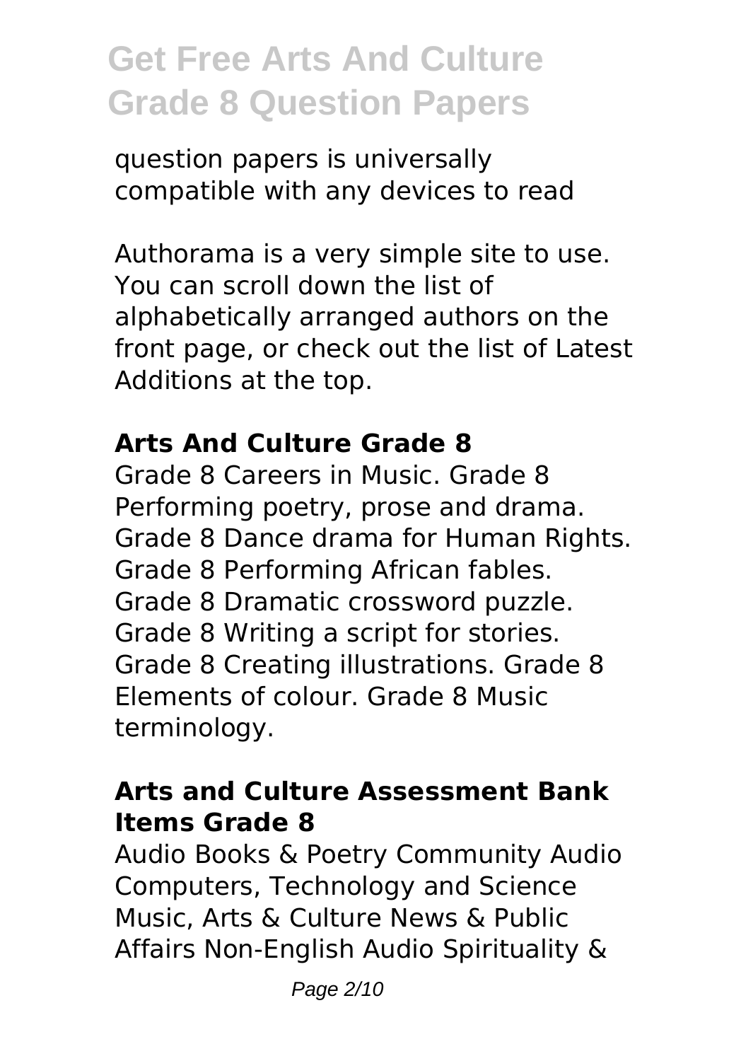question papers is universally compatible with any devices to read

Authorama is a very simple site to use. You can scroll down the list of alphabetically arranged authors on the front page, or check out the list of Latest Additions at the top.

### Arts And Culture Grade 8

Grade 8 Careers in Music. Grade 8 Performing poetry, prose and drama. Grade 8 Dance drama for Human Rights. Grade 8 Performing African fables. Grade 8 Dramatic crossword puzzle. Grade 8 Writing a script for stories. Grade 8 Creating illustrations. Grade 8 Elements of colour. Grade 8 Music terminology.

### Arts and Culture Assessment Bank Items Grade 8

Audio Books & Poetry Community Audio Computers, Technology and Science Music, Arts & Culture News & Public Affairs Non-English Audio Spirituality &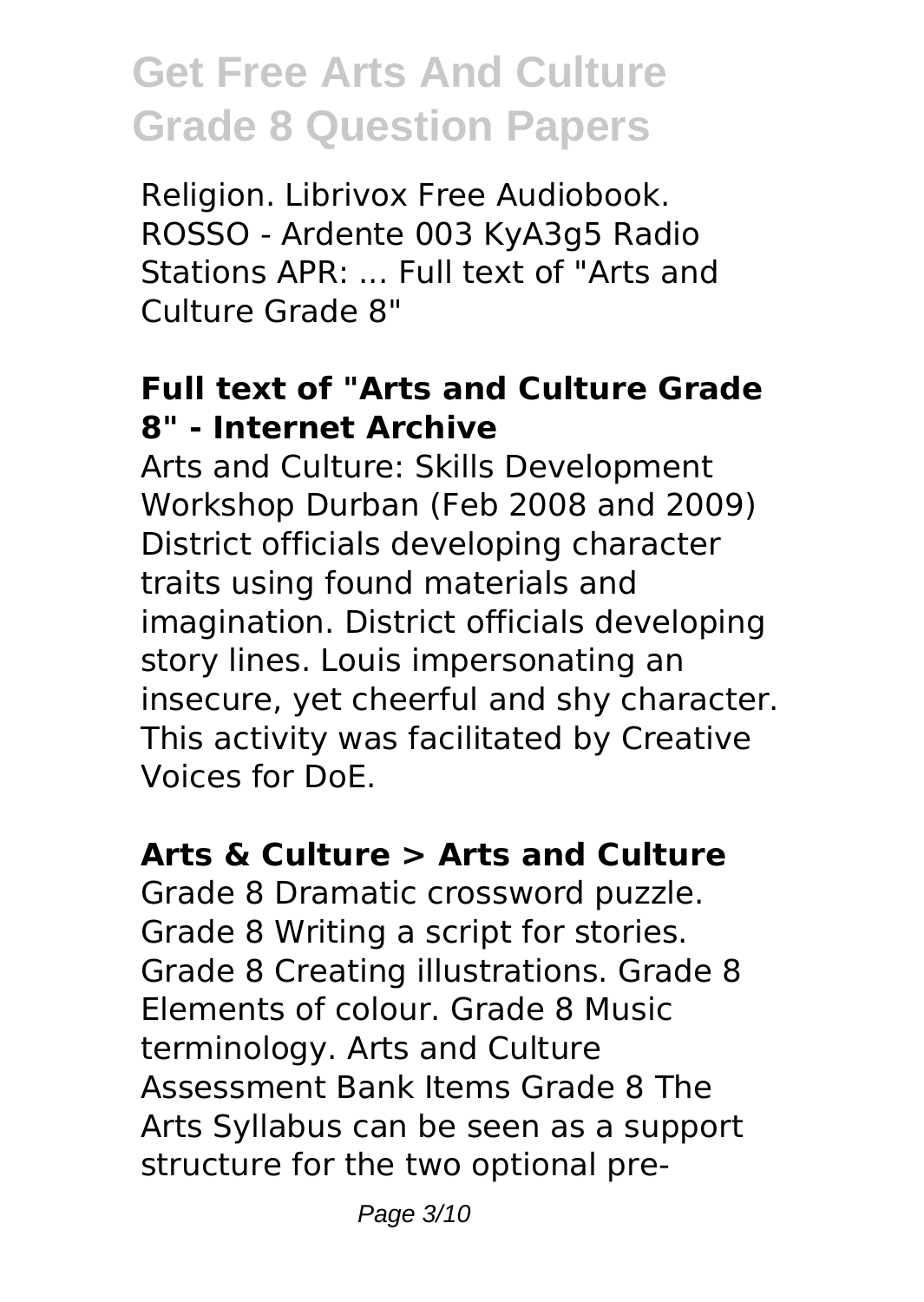Religion. Librivox Free Audiobook. ROSSO - Ardente 003 KyA3g5 Radio Stations APR: ... Full text of "Arts and Culture Grade 8"

### Full text of "Arts and Culture Grade 8" - Internet Archive

Arts and Culture: Skills Development Workshop Durban (Feb 2008 and 2009) District officials developing character traits using found materials and imagination. District officials developing story lines. Louis impersonating an insecure, yet cheerful and shy character. This activity was facilitated by Creative Voices for DoE.

### Arts & Culture > Arts and Culture

Grade 8 Dramatic crossword puzzle. Grade 8 Writing a script for stories. Grade 8 Creating illustrations. Grade 8 Elements of colour. Grade 8 Music terminology. Arts and Culture Assessment Bank Items Grade 8 The Arts Syllabus can be seen as a support structure for the two optional pre-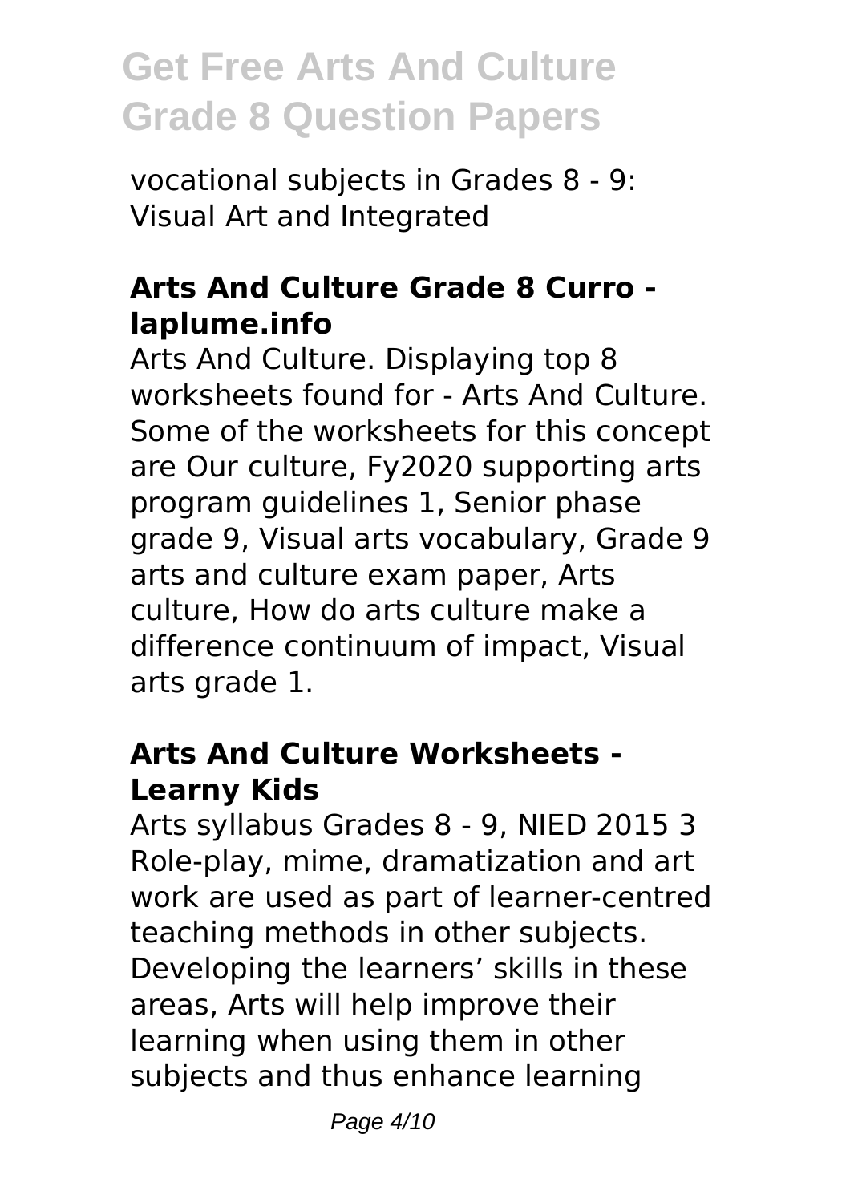vocational subjects in Grades 8 - 9: Visual Art and Integrated

### Arts And Culture Grade 8 Curro - laplume.info

Arts And Culture. Displaying top 8 worksheets found for - Arts And Culture. Some of the worksheets for this concept are Our culture, Fy2020 supporting arts program guidelines 1, Senior phase grade 9, Visual arts vocabulary, Grade 9 arts and culture exam paper, Arts culture, How do arts culture make a difference continuum of impact, Visual arts grade 1.

### Arts And Culture Worksheets - Learny Kids

Arts syllabus Grades 8 - 9, NIED 2015 3 Role-play, mime, dramatization and art work are used as part of learner-centred teaching methods in other subjects. Developing the learners' skills in these areas, Arts will help improve their learning when using them in other subjects and thus enhance learning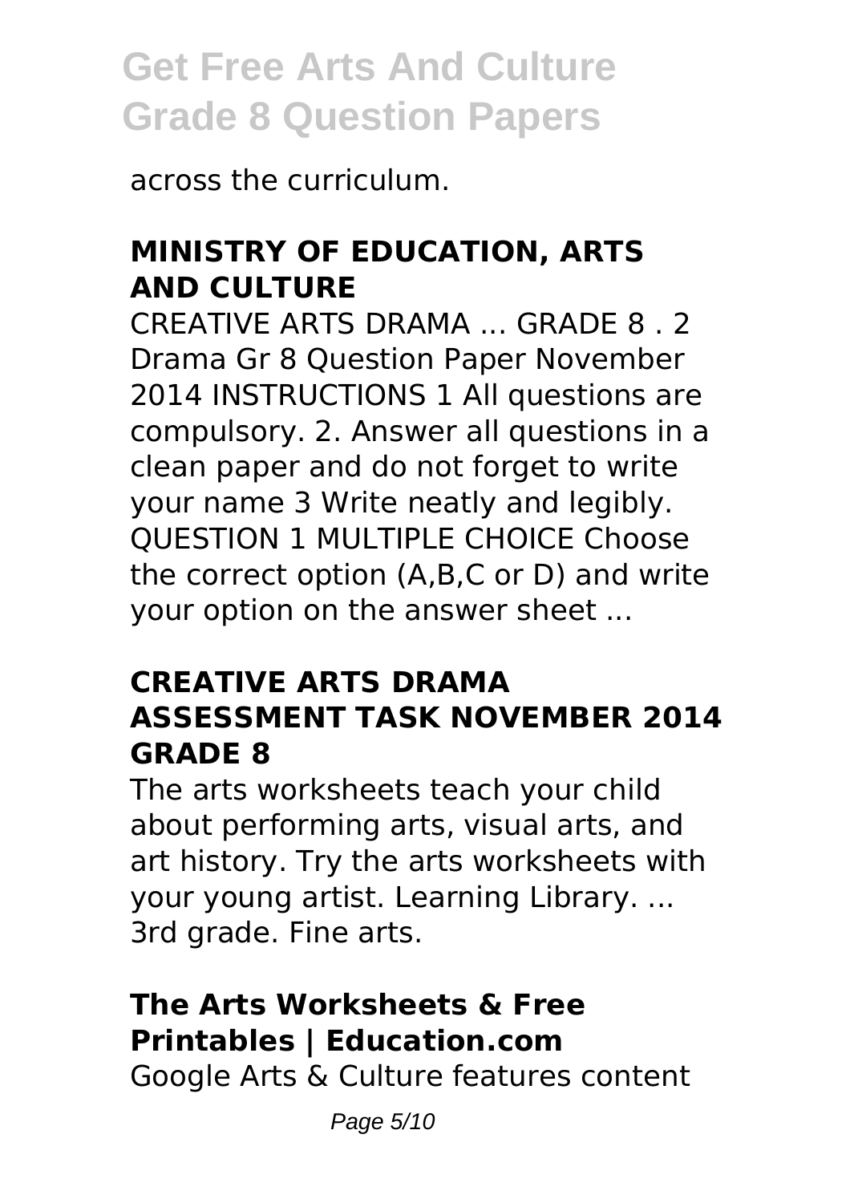across the curriculum.

## MINISTRY OF EDUCATION, ARTS AND CULTURE

CREATIVE ARTS DRAMA ... GRADE 8 . 2 Drama Gr 8 Question Paper November 2014 INSTRUCTIONS 1 All questions are compulsory. 2. Answer all questions in a clean paper and do not forget to write your name 3 Write neatly and legibly. QUESTION 1 MULTIPLE CHOICE Choose the correct option (A,B,C or D) and write your option on the answer sheet ...

## CREATIVE ARTS DRAMA ASSESSMENT TASK NOVEMBER 2014 GRADE 8

The arts worksheets teach your child about performing arts, visual arts, and art history. Try the arts worksheets with your young artist. Learning Library. ... 3rd grade. Fine arts.

## The Arts Worksheets & Free Printables | Education.com

Google Arts & Culture features content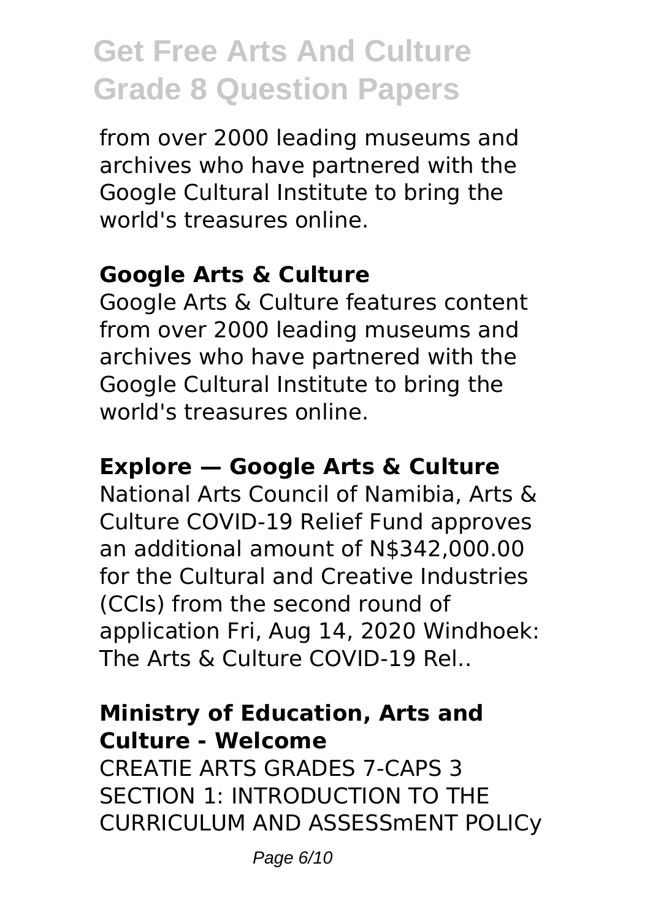from over 2000 leading museums and archives who have partnered with the Google Cultural Institute to bring the world's treasures online.

### Google Arts & Culture

Google Arts & Culture features content from over 2000 leading museums and archives who have partnered with the Google Cultural Institute to bring the world's treasures online.

### Explore — Google Arts & Culture

National Arts Council of Namibia, Arts & Culture COVID-19 Relief Fund approves an additional amount of N$342,000.00 for the Cultural and Creative Industries (CCIs) from the second round of application Fri, Aug 14, 2020 Windhoek: The Arts & Culture COVID-19 Rel..

### Ministry of Education, Arts and Culture - Welcome

CREATIE ARTS GRADES 7-CAPS 3 SECTION 1: INTRODUCTION TO THE CURRICULUM AND ASSESSmENT POLICy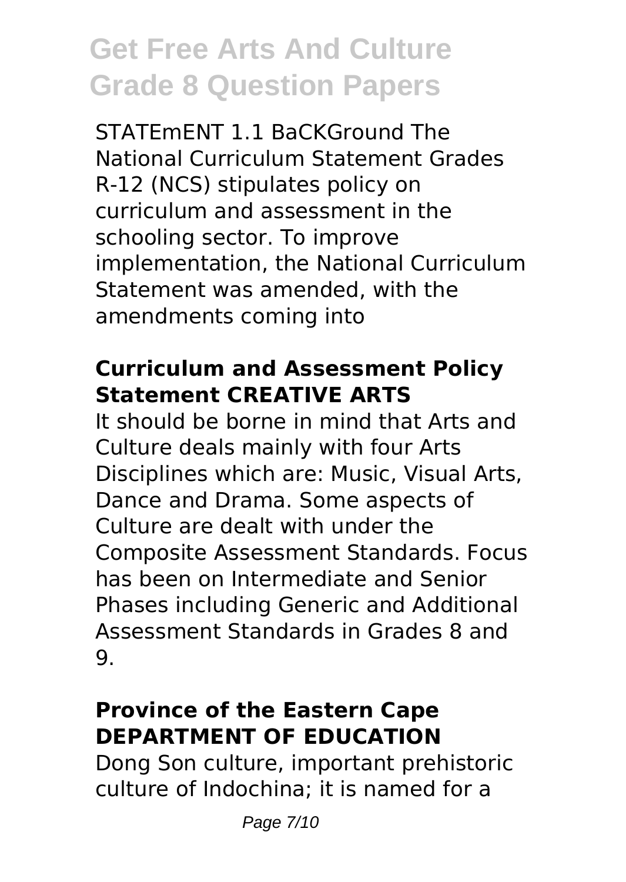STATEmENT 1.1 BaCKGround The National Curriculum Statement Grades R-12 (NCS) stipulates policy on curriculum and assessment in the schooling sector. To improve implementation, the National Curriculum Statement was amended, with the amendments coming into

### Curriculum and Assessment Policy Statement CREATIVE ARTS

It should be borne in mind that Arts and Culture deals mainly with four Arts Disciplines which are: Music, Visual Arts, Dance and Drama. Some aspects of Culture are dealt with under the Composite Assessment Standards. Focus has been on Intermediate and Senior Phases including Generic and Additional Assessment Standards in Grades 8 and 9.

### Province of the Eastern Cape DEPARTMENT OF EDUCATION

Dong Son culture, important prehistoric culture of Indochina; it is named for a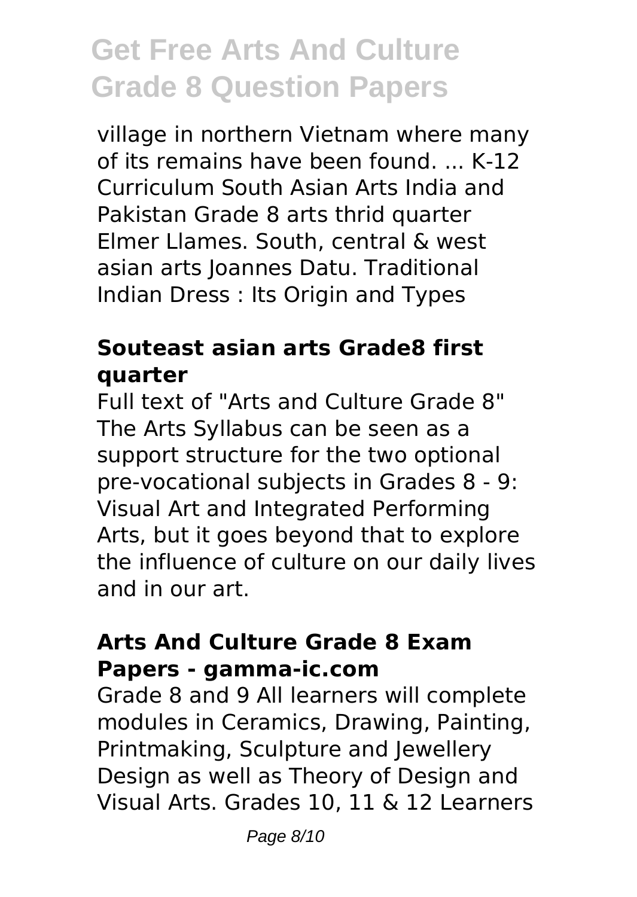village in northern Vietnam where many of its remains have been found. ... K-12 Curriculum South Asian Arts India and Pakistan Grade 8 arts thrid quarter Elmer Llames. South, central & west asian arts Joannes Datu. Traditional Indian Dress : Its Origin and Types

### Souteast asian arts Grade8 first quarter

Full text of "Arts and Culture Grade 8" The Arts Syllabus can be seen as a support structure for the two optional pre-vocational subjects in Grades 8 - 9: Visual Art and Integrated Performing Arts, but it goes beyond that to explore the influence of culture on our daily lives and in our art.

### Arts And Culture Grade 8 Exam Papers - gamma-ic.com

Grade 8 and 9 All learners will complete modules in Ceramics, Drawing, Painting, Printmaking, Sculpture and Jewellery Design as well as Theory of Design and Visual Arts. Grades 10, 11 & 12 Learners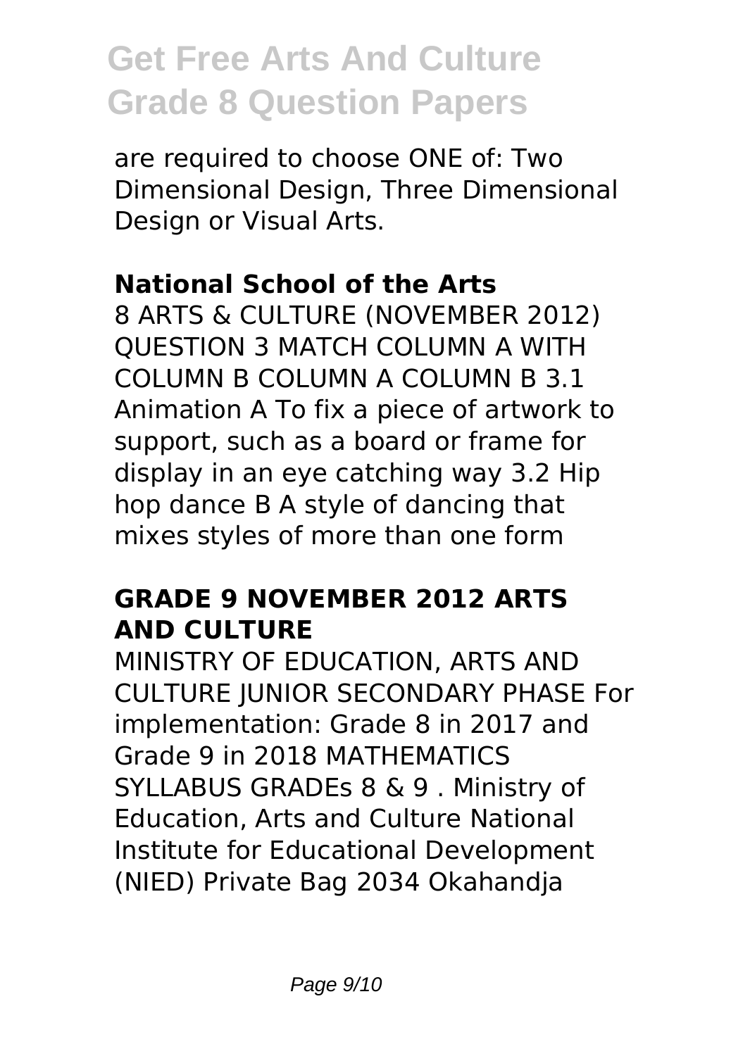are required to choose ONE of: Two Dimensional Design, Three Dimensional Design or Visual Arts.

### National School of the Arts

8 ARTS & CULTURE (NOVEMBER 2012) QUESTION 3 MATCH COLUMN A WITH COLUMN B COLUMN A COLUMN B 3.1 Animation A To fix a piece of artwork to support, such as a board or frame for display in an eye catching way 3.2 Hip hop dance B A style of dancing that mixes styles of more than one form

### GRADE 9 NOVEMBER 2012 ARTS AND CULTURE

MINISTRY OF EDUCATION, ARTS AND CULTURE JUNIOR SECONDARY PHASE For implementation: Grade 8 in 2017 and Grade 9 in 2018 MATHEMATICS SYLLABUS GRADEs 8 & 9 . Ministry of Education, Arts and Culture National Institute for Educational Development (NIED) Private Bag 2034 Okahandja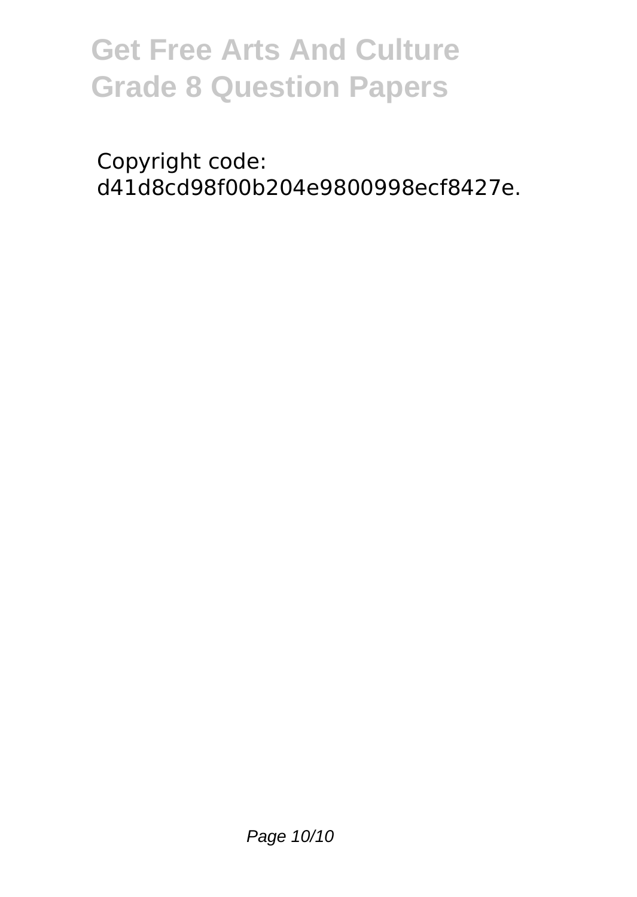Copyright code: d41d8cd98f00b204e9800998ecf8427e.